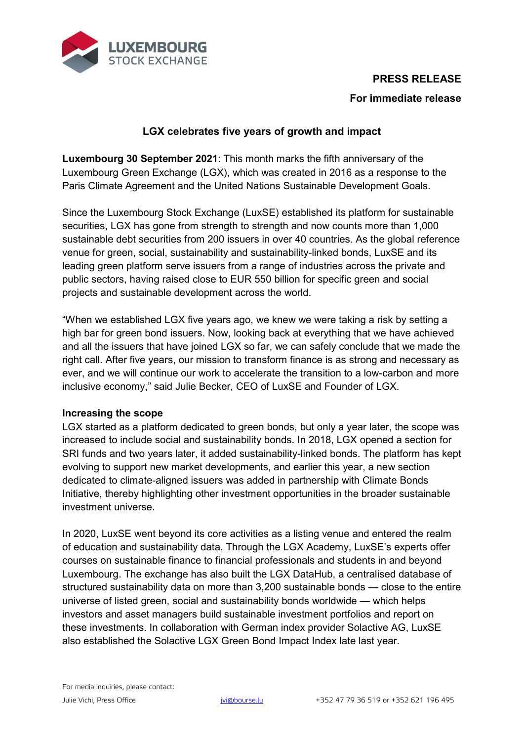**PRESS RELEASE**

**For immediate release**

# LGX celebrates five years of growth and impact

**Luxembourg 30 September 2021**: This month marks the fifth anniversary of the Luxembourg Green Exchange (LGX), which was created in 2016 as a response to the Paris Climate Agreement and the United Nations Sustainable Development Goals.

Since the Luxembourg Stock Exchange (LuxSE) established its platform for sustainable securities, LGX has gone from strength to strength and now counts more than 1,000 sustainable debt securities from 200 issuers in over 40 countries. As the global reference venue for green, social, sustainability and sustainability-linked bonds, LuxSE and its leading green platform serve issuers from a range of industries across the private and public sectors, having raised close to EUR 550 billion for specific green and social projects and sustainable development across the world.

"When we established LGX five years ago, we knew we were taking a risk by setting a high bar for green bond issuers. Now, looking back at everything that we have achieved and all the issuers that have joined LGX so far, we can safely conclude that we made the right call. After five years, our mission to transform finance is as strong and necessary as ever, and we will continue our work to accelerate the transition to a low-carbon and more inclusive economy," said Julie Becker, CEO of LuxSE and Founder of LGX.

**Increasing the scope**

LGX started as a platform dedicated to green bonds, but only a year later, the scope was increased to include social and sustainability bonds. In 2018, LGX opened a section for SRI funds and two years later, it added sustainability-linked bonds. The platform has kept evolving to support new market developments, and earlier this year, a new section dedicated to climate-aligned issuers was added in partnership with Climate Bonds Initiative, thereby highlighting other investment opportunities in the broader sustainable investment universe.

In 2020, LuxSE went beyond its core activities as a listing venue and entered the realm of education and sustainability data. Through the LGX Academy, LuxSE's experts offer courses on sustainable finance to financial professionals and students in and beyond Luxembourg. The exchange has also built the LGX DataHub, a centralised database of structured sustainability data on more than 3,200 sustainable bonds — close to the entire universe of listed green, social and sustainability bonds worldwide — which helps investors and asset managers build sustainable investment portfolios and report on these investments. In collaboration with German index provider Solactive AG, LuxSE also established the Solactive LGX Green Bond Impact Index late last year.

For media inquiries, please contact:

Julie Vichi, Press Office jvi@bourse.lu +352 47 79 36 519 or +352 621 196 495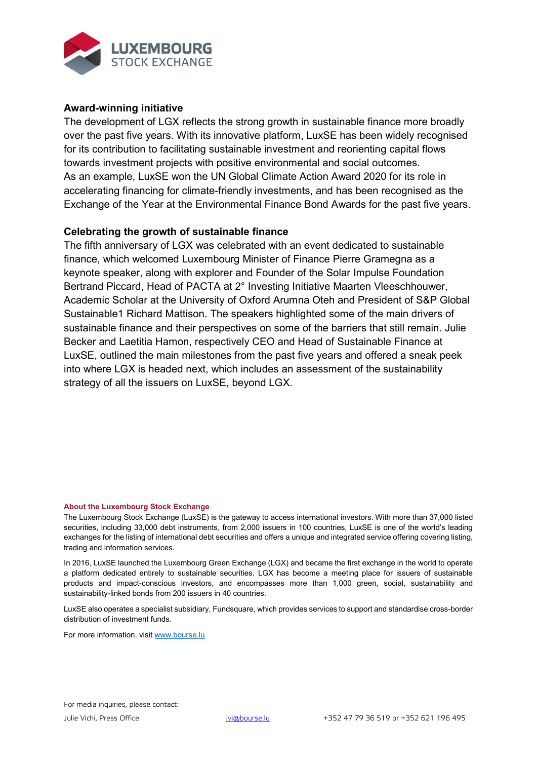## Award-winning initiative

The development of LGX reflects the strong growth in sustainable finance more broadly over the past five years. With its innovative platform, LuxSE has been widely recognised for its contribution to facilitating sustainable investment and reorienting capital flows towards investment projects with positive environmental and social outcomes.
As an example, LuxSE won the UN Global Climate Action Award 2020 for its role in accelerating financing for climate-friendly investments, and has been recognised as the Exchange of the Year at the Environmental Finance Bond Awards for the past five years.

## Celebrating the growth of sustainable finance

The fifth anniversary of LGX was celebrated with an event dedicated to sustainable finance, which welcomed Luxembourg Minister of Finance Pierre Gramegna as a keynote speaker, along with explorer and Founder of the Solar Impulse Foundation Bertrand Piccard, Head of PACTA at 2° Investing Initiative Maarten Vleeschhouwer, Academic Scholar at the University of Oxford Arumna Oteh and President of S&P Global Sustainable1 Richard Mattison. The speakers highlighted some of the main drivers of sustainable finance and their perspectives on some of the barriers that still remain. Julie Becker and Laetitia Hamon, respectively CEO and Head of Sustainable Finance at LuxSE, outlined the main milestones from the past five years and offered a sneak peek into where LGX is headed next, which includes an assessment of the sustainability strategy of all the issuers on LuxSE, beyond LGX.

### About the Luxembourg Stock Exchange

The Luxembourg Stock Exchange (LuxSE) is the gateway to access international investors. With more than 37,000 listed securities, including 33,000 debt instruments, from 2,000 issuers in 100 countries, LuxSE is one of the world's leading exchanges for the listing of international debt securities and offers a unique and integrated service offering covering listing, trading and information services.

In 2016, LuxSE launched the Luxembourg Green Exchange (LGX) and became the first exchange in the world to operate a platform dedicated entirely to sustainable securities. LGX has become a meeting place for issuers of sustainable products and impact-conscious investors, and encompasses more than 1,000 green, social, sustainability and sustainability-linked bonds from 200 issuers in 40 countries.

LuxSE also operates a specialist subsidiary, Fundsquare, which provides services to support and standardise cross-border distribution of investment funds.

For more information, visit [www.bourse.lu](http://www.bourse.lu)

For media inquiries, please contact:

Julie Vichi, Press Office | jvi@bourse.lu | +352 47 79 36 519 or +352 621 196 495